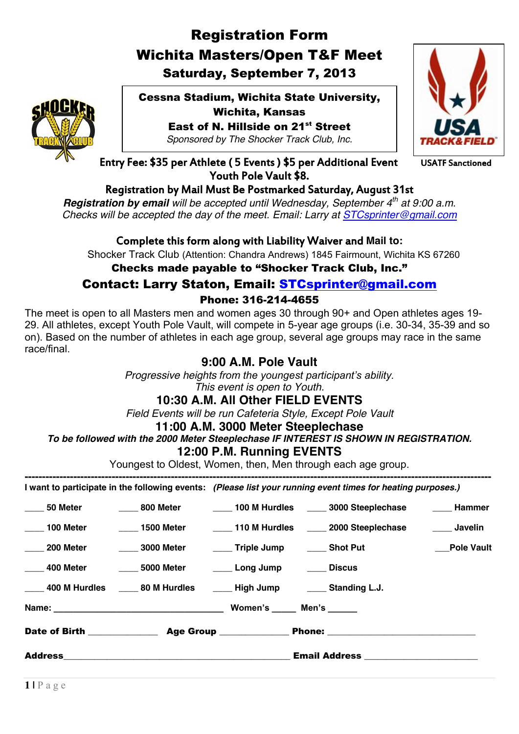# Registration Form

## Wichita Masters/Open T&F Meet

### Saturday, September 7, 2013

**Cessna Stadium, Wichita State University, Wichita, Kansas**
**East of N. Hillside on 21st Street**
*Sponsored by The Shocker Track Club, Inc.*

USATF Sanctioned

**Entry Fee: $35 per Athlete ( 5 Events ) $5 per Additional Event**
**Youth Pole Vault $8.**

**Registration by Mail Must Be Postmarked Saturday, August 31st**

***Registration by email*** *will be accepted until Wednesday, September 4th at 9:00 a.m.*
*Checks will be accepted the day of the meet. Email: Larry at STCsprinter@gmail.com*

**Complete this form along with Liability Waiver and Mail to:**

Shocker Track Club (Attention: Chandra Andrews) 1845 Fairmount, Wichita KS 67260

**Checks made payable to "Shocker Track Club, Inc."**

**Contact: Larry Staton, Email: STCsprinter@gmail.com**

**Phone: 316-214-4655**

The meet is open to all Masters men and women ages 30 through 90+ and Open athletes ages 19-29. All athletes, except Youth Pole Vault, will compete in 5-year age groups (i.e. 30-34, 35-39 and so on). Based on the number of athletes in each age group, several age groups may race in the same race/final.

### 9:00 A.M. Pole Vault

*Progressive heights from the youngest participant's ability.*
*This event is open to Youth.*

### 10:30 A.M. All Other FIELD EVENTS

*Field Events will be run Cafeteria Style, Except Pole Vault*

### 11:00 A.M. 3000 Meter Steeplechase

***To be followed with the 2000 Meter Steeplechase IF INTEREST IS SHOWN IN REGISTRATION.***

### 12:00 P.M. Running EVENTS

Youngest to Oldest, Women, then, Men through each age group.

---

**I want to participate in the following events:** ***(Please list your running event times for heating purposes.)***

| | | | | |
|---|---|---|---|---|
| ____ 50 Meter | ____ 800 Meter | ____ 100 M Hurdles | ____ 3000 Steeplechase | ____ Hammer |
| ____ 100 Meter | ____ 1500 Meter | ____ 110 M Hurdles | ____ 2000 Steeplechase | ____ Javelin |
| ____ 200 Meter | ____ 3000 Meter | ____ Triple Jump | ____ Shot Put | ___Pole Vault |
| ____ 400 Meter | ____ 5000 Meter | ____ Long Jump | ____ Discus | |
| ____ 400 M Hurdles | ____ 80 M Hurdles | ____ High Jump | ____ Standing L.J. | |

**Name:** ________________________________ **Women's** _____ **Men's** ______

**Date of Birth** ______________ **Age Group** ______________ **Phone:** ____________________________

**Address**____________________________________________ **Email Address** ______________________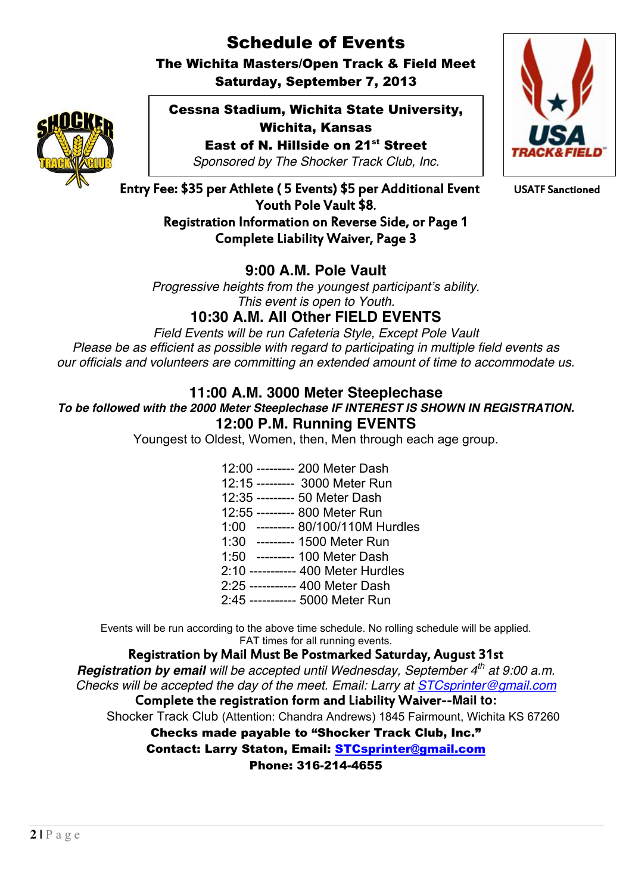# Schedule of Events

**The Wichita Masters/Open Track & Field Meet**
**Saturday, September 7, 2013**

**Cessna Stadium, Wichita State University, Wichita, Kansas**
**East of N. Hillside on 21st Street**
*Sponsored by The Shocker Track Club, Inc.*

USATF Sanctioned

**Entry Fee: $35 per Athlete ( 5 Events) $5 per Additional Event**
**Youth Pole Vault $8.**
**Registration Information on Reverse Side, or Page 1**
**Complete Liability Waiver, Page 3**

## 9:00 A.M. Pole Vault

*Progressive heights from the youngest participant's ability.*
*This event is open to Youth.*

## 10:30 A.M. All Other FIELD EVENTS

*Field Events will be run Cafeteria Style, Except Pole Vault*
*Please be as efficient as possible with regard to participating in multiple field events as our officials and volunteers are committing an extended amount of time to accommodate us.*

## 11:00 A.M. 3000 Meter Steeplechase

***To be followed with the 2000 Meter Steeplechase IF INTEREST IS SHOWN IN REGISTRATION.***

## 12:00 P.M. Running EVENTS

Youngest to Oldest, Women, then, Men through each age group.

12:00 --------- 200 Meter Dash
12:15 --------- 3000 Meter Run
12:35 --------- 50 Meter Dash
12:55 --------- 800 Meter Run
1:00 --------- 80/100/110M Hurdles
1:30 --------- 1500 Meter Run
1:50 --------- 100 Meter Dash
2:10 ----------- 400 Meter Hurdles
2:25 ----------- 400 Meter Dash
2:45 ----------- 5000 Meter Run

Events will be run according to the above time schedule. No rolling schedule will be applied.
FAT times for all running events.

**Registration by Mail Must Be Postmarked Saturday, August 31st**
***Registration by email*** *will be accepted until Wednesday, September 4th at 9:00 a.m.*
*Checks will be accepted the day of the meet. Email: Larry at STCsprinter@gmail.com*
**Complete the registration form and Liability Waiver--Mail to:**
Shocker Track Club (Attention: Chandra Andrews) 1845 Fairmount, Wichita KS 67260
**Checks made payable to "Shocker Track Club, Inc."**
**Contact: Larry Staton, Email: STCsprinter@gmail.com**
**Phone: 316-214-4655**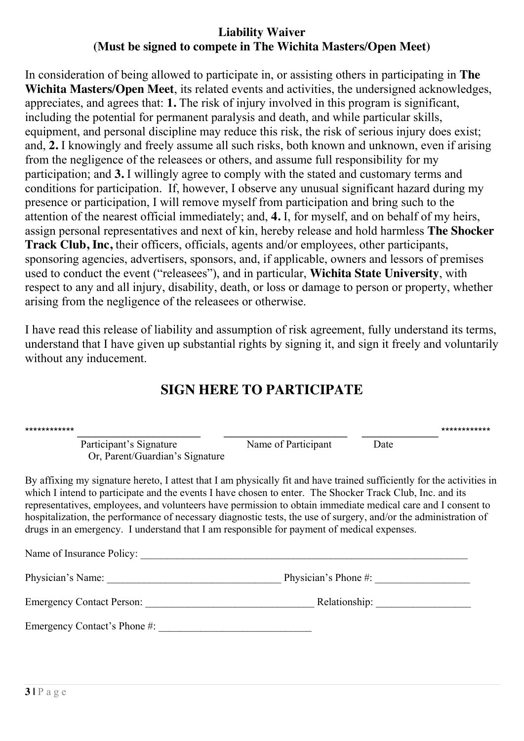**Liability Waiver**
**(Must be signed to compete in The Wichita Masters/Open Meet)**

In consideration of being allowed to participate in, or assisting others in participating in **The Wichita Masters/Open Meet**, its related events and activities, the undersigned acknowledges, appreciates, and agrees that: **1.** The risk of injury involved in this program is significant, including the potential for permanent paralysis and death, and while particular skills, equipment, and personal discipline may reduce this risk, the risk of serious injury does exist; and, **2.** I knowingly and freely assume all such risks, both known and unknown, even if arising from the negligence of the releasees or others, and assume full responsibility for my participation; and **3.** I willingly agree to comply with the stated and customary terms and conditions for participation. If, however, I observe any unusual significant hazard during my presence or participation, I will remove myself from participation and bring such to the attention of the nearest official immediately; and, **4.** I, for myself, and on behalf of my heirs, assign personal representatives and next of kin, hereby release and hold harmless **The Shocker Track Club, Inc,** their officers, officials, agents and/or employees, other participants, sponsoring agencies, advertisers, sponsors, and, if applicable, owners and lessors of premises used to conduct the event ("releasees"), and in particular, **Wichita State University**, with respect to any and all injury, disability, death, or loss or damage to person or property, whether arising from the negligence of the releasees or otherwise.

I have read this release of liability and assumption of risk agreement, fully understand its terms, understand that I have given up substantial rights by signing it, and sign it freely and voluntarily without any inducement.

## SIGN HERE TO PARTICIPATE

************ ______________________ ______________________ ______________ ************

Participant's Signature
Or, Parent/Guardian's Signature

Name of Participant

Date

By affixing my signature hereto, I attest that I am physically fit and have trained sufficiently for the activities in which I intend to participate and the events I have chosen to enter. The Shocker Track Club, Inc. and its representatives, employees, and volunteers have permission to obtain immediate medical care and I consent to hospitalization, the performance of necessary diagnostic tests, the use of surgery, and/or the administration of drugs in an emergency. I understand that I am responsible for payment of medical expenses.

Name of Insurance Policy: ______________________________________________________________

Physician's Name: _________________________________ Physician's Phone #: __________________

Emergency Contact Person: ________________________________ Relationship: __________________

Emergency Contact's Phone #: _____________________________